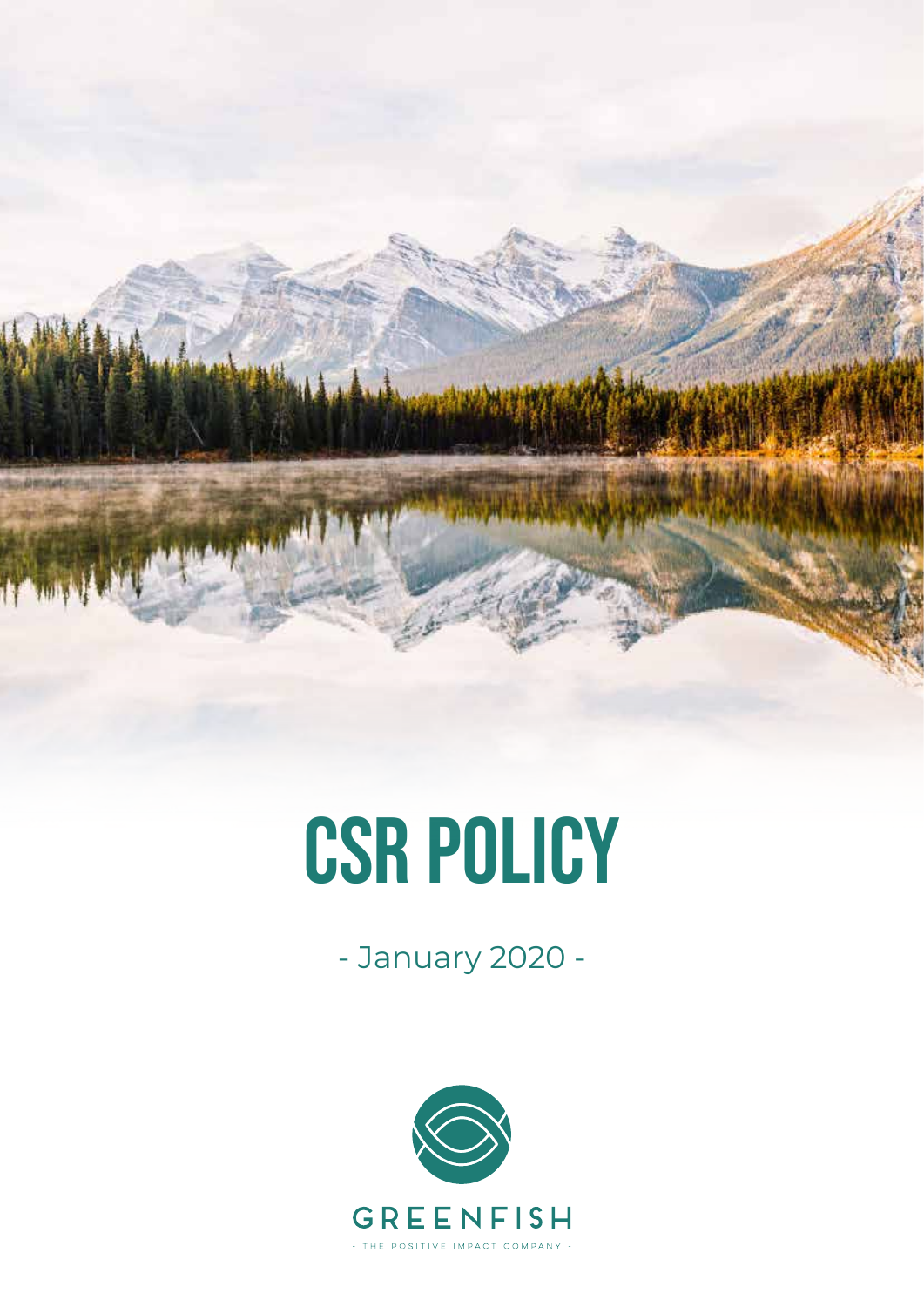# CSR POLICY

- January 2020 -

GREENFISH

- THE POSITIVE IMPACT COMPANY -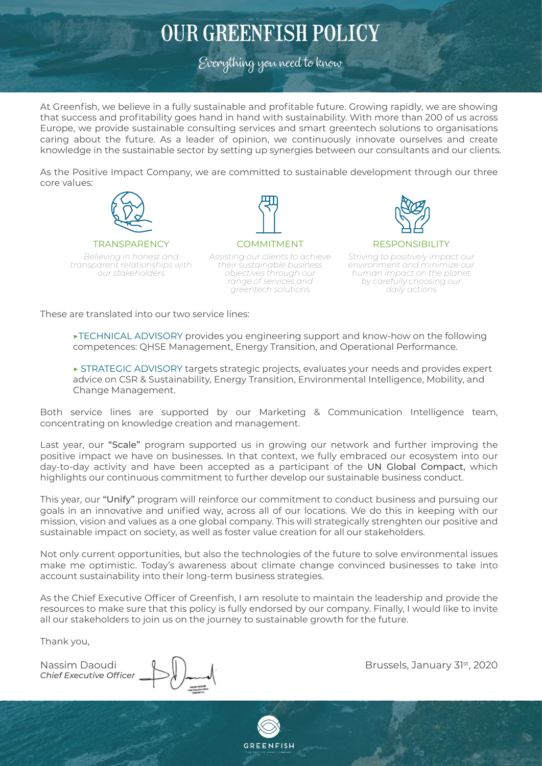# OUR GREENFISH POLICY

*Everything you need to know*

At Greenfish, we believe in a fully sustainable and profitable future. Growing rapidly, we are showing that success and profitability goes hand in hand with sustainability. With more than 200 of us across Europe, we provide sustainable consulting services and smart greentech solutions to organisations caring about the future. As a leader of opinion, we continuously innovate ourselves and create knowledge in the sustainable sector by setting up synergies between our consultants and our clients.

As the Positive Impact Company, we are committed to sustainable development through our three core values:

**TRANSPARENCY**
*Believing in honest and transparent relationships with our stakeholders*

**COMMITMENT**
*Assisting our clients to achieve their sustainable business objectives through our range of services and greentech solutions*

**RESPONSIBILITY**
*Striving to positively impact our environment and minimize our human impact on the planet by carefully choosing our daily actions*

These are translated into our two service lines:

- ▸TECHNICAL ADVISORY provides you engineering support and know-how on the following competences: QHSE Management, Energy Transition, and Operational Performance.

- ▸ STRATEGIC ADVISORY targets strategic projects, evaluates your needs and provides expert advice on CSR & Sustainability, Energy Transition, Environmental Intelligence, Mobility, and Change Management.

Both service lines are supported by our Marketing & Communication Intelligence team, concentrating on knowledge creation and management.

Last year, our "Scale" program supported us in growing our network and further improving the positive impact we have on businesses. In that context, we fully embraced our ecosystem into our day-to-day activity and have been accepted as a participant of the UN Global Compact, which highlights our continuous commitment to further develop our sustainable business conduct.

This year, our "Unify" program will reinforce our commitment to conduct business and pursuing our goals in an innovative and unified way, across all of our locations. We do this in keeping with our mission, vision and values as a one global company. This will strategically strenghten our positive and sustainable impact on society, as well as foster value creation for all our stakeholders.

Not only current opportunities, but also the technologies of the future to solve environmental issues make me optimistic. Today's awareness about climate change convinced businesses to take into account sustainability into their long-term business strategies.

As the Chief Executive Officer of Greenfish, I am resolute to maintain the leadership and provide the resources to make sure that this policy is fully endorsed by our company. Finally, I would like to invite all our stakeholders to join us on the journey to sustainable growth for the future.

Thank you,

Nassim Daoudi
*Chief Executive Officer*

Brussels, January 31st, 2020

GREENFISH
THE POSITIVE IMPACT COMPANY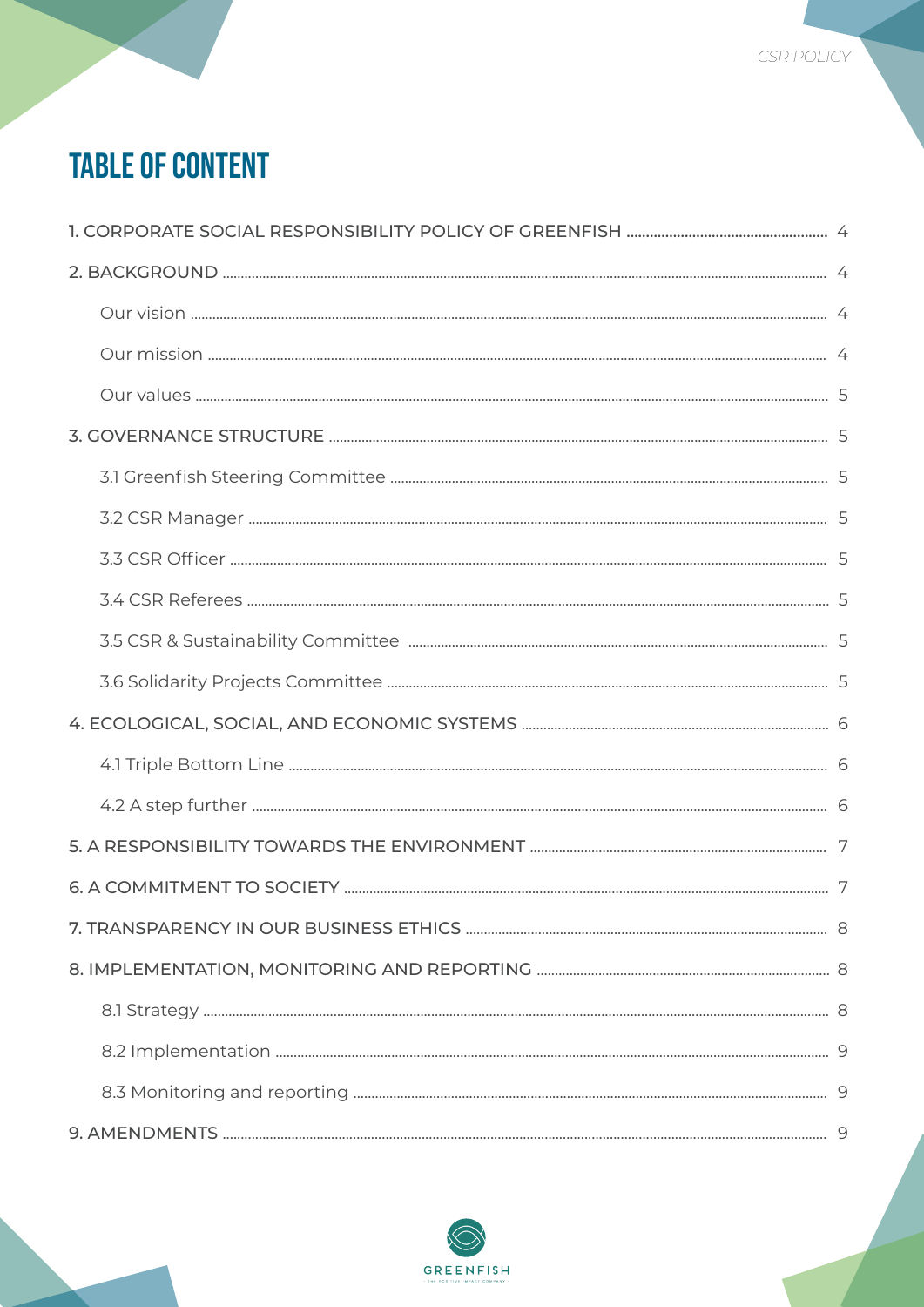# TABLE OF CONTENT

1. CORPORATE SOCIAL RESPONSIBILITY POLICY OF GREENFISH ..... 4

2. BACKGROUND ..... 4

   Our vision ..... 4

   Our mission ..... 4

   Our values ..... 5

3. GOVERNANCE STRUCTURE ..... 5

   3.1 Greenfish Steering Committee ..... 5

   3.2 CSR Manager ..... 5

   3.3 CSR Officer ..... 5

   3.4 CSR Referees ..... 5

   3.5 CSR & Sustainability Committee ..... 5

   3.6 Solidarity Projects Committee ..... 5

4. ECOLOGICAL, SOCIAL, AND ECONOMIC SYSTEMS ..... 6

   4.1 Triple Bottom Line ..... 6

   4.2 A step further ..... 6

5. A RESPONSIBILITY TOWARDS THE ENVIRONMENT ..... 7

6. A COMMITMENT TO SOCIETY ..... 7

7. TRANSPARENCY IN OUR BUSINESS ETHICS ..... 8

8. IMPLEMENTATION, MONITORING AND REPORTING ..... 8

   8.1 Strategy ..... 8

   8.2 Implementation ..... 9

   8.3 Monitoring and reporting ..... 9

9. AMENDMENTS ..... 9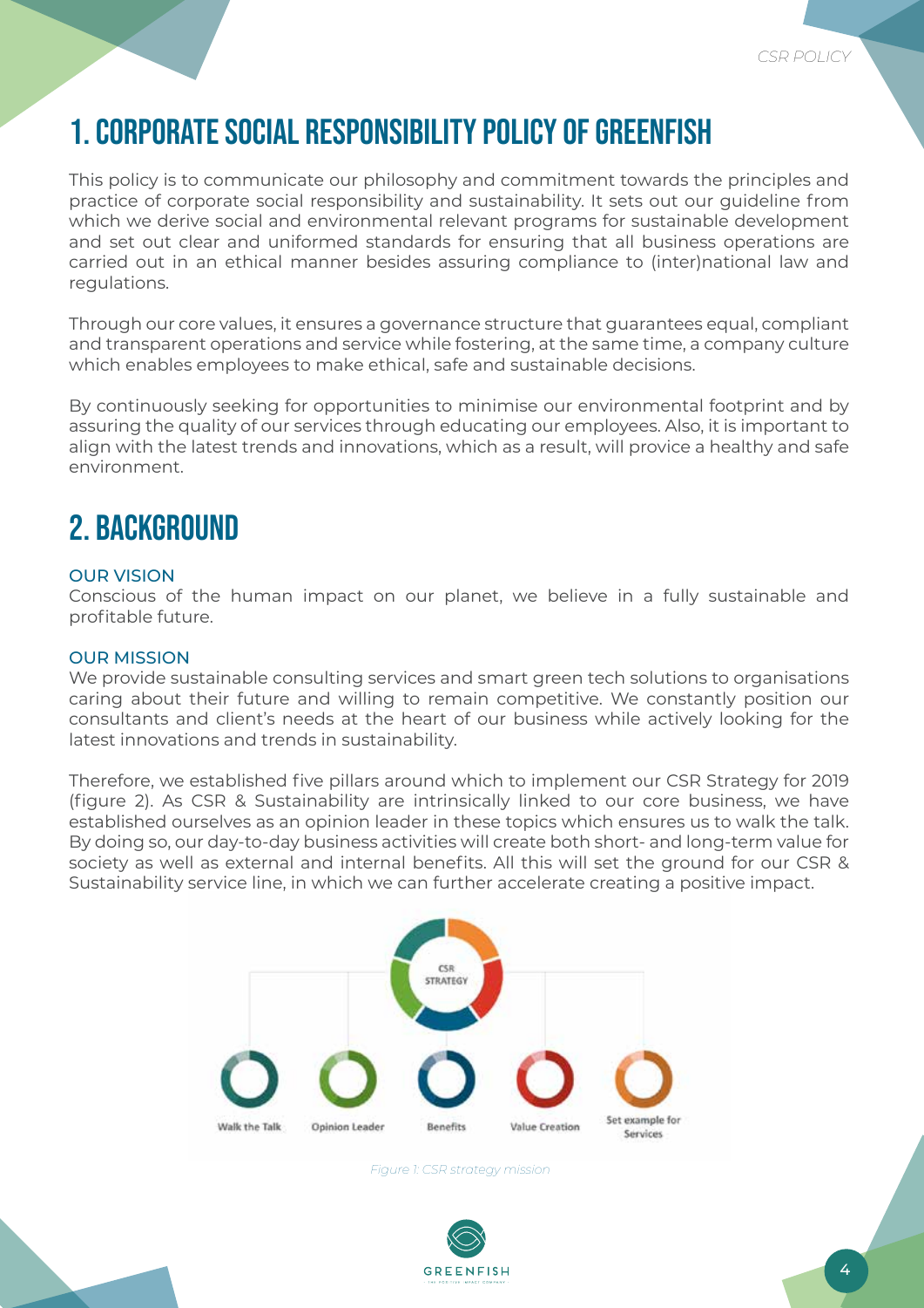# 1. CORPORATE SOCIAL RESPONSIBILITY POLICY OF GREENFISH

This policy is to communicate our philosophy and commitment towards the principles and practice of corporate social responsibility and sustainability. It sets out our guideline from which we derive social and environmental relevant programs for sustainable development and set out clear and uniformed standards for ensuring that all business operations are carried out in an ethical manner besides assuring compliance to (inter)national law and regulations.

Through our core values, it ensures a governance structure that guarantees equal, compliant and transparent operations and service while fostering, at the same time, a company culture which enables employees to make ethical, safe and sustainable decisions.

By continuously seeking for opportunities to minimise our environmental footprint and by assuring the quality of our services through educating our employees. Also, it is important to align with the latest trends and innovations, which as a result, will provice a healthy and safe environment.

# 2. BACKGROUND

### OUR VISION

Conscious of the human impact on our planet, we believe in a fully sustainable and profitable future.

### OUR MISSION

We provide sustainable consulting services and smart green tech solutions to organisations caring about their future and willing to remain competitive. We constantly position our consultants and client's needs at the heart of our business while actively looking for the latest innovations and trends in sustainability.

Therefore, we established five pillars around which to implement our CSR Strategy for 2019 (figure 2). As CSR & Sustainability are intrinsically linked to our core business, we have established ourselves as an opinion leader in these topics which ensures us to walk the talk. By doing so, our day-to-day business activities will create both short- and long-term value for society as well as external and internal benefits. All this will set the ground for our CSR & Sustainability service line, in which we can further accelerate creating a positive impact.

CSR STRATEGY

Walk the Talk — Opinion Leader — Benefits — Value Creation — Set example for Services

*Figure 1: CSR strategy mission*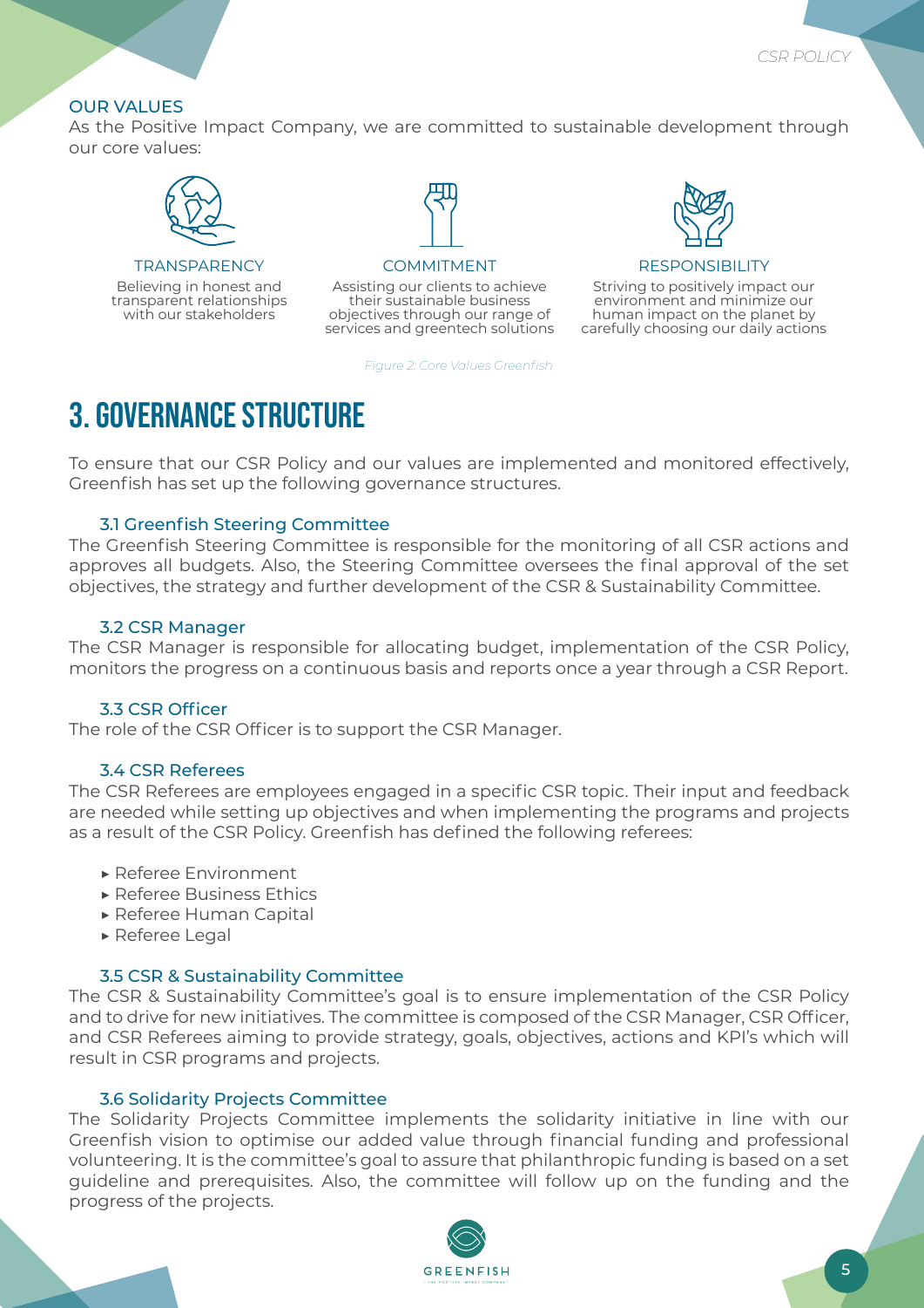### OUR VALUES

As the Positive Impact Company, we are committed to sustainable development through our core values:

**TRANSPARENCY**
Believing in honest and transparent relationships with our stakeholders

**COMMITMENT**
Assisting our clients to achieve their sustainable business objectives through our range of services and greentech solutions

**RESPONSIBILITY**
Striving to positively impact our environment and minimize our human impact on the planet by carefully choosing our daily actions

*Figure 2: Core Values Greenfish*

# 3. GOVERNANCE STRUCTURE

To ensure that our CSR Policy and our values are implemented and monitored effectively, Greenfish has set up the following governance structures.

### 3.1 Greenfish Steering Committee

The Greenfish Steering Committee is responsible for the monitoring of all CSR actions and approves all budgets. Also, the Steering Committee oversees the final approval of the set objectives, the strategy and further development of the CSR & Sustainability Committee.

### 3.2 CSR Manager

The CSR Manager is responsible for allocating budget, implementation of the CSR Policy, monitors the progress on a continuous basis and reports once a year through a CSR Report.

### 3.3 CSR Officer

The role of the CSR Officer is to support the CSR Manager.

### 3.4 CSR Referees

The CSR Referees are employees engaged in a specific CSR topic. Their input and feedback are needed while setting up objectives and when implementing the programs and projects as a result of the CSR Policy. Greenfish has defined the following referees:

- Referee Environment
- Referee Business Ethics
- Referee Human Capital
- Referee Legal

### 3.5 CSR & Sustainability Committee

The CSR & Sustainability Committee's goal is to ensure implementation of the CSR Policy and to drive for new initiatives. The committee is composed of the CSR Manager, CSR Officer, and CSR Referees aiming to provide strategy, goals, objectives, actions and KPI's which will result in CSR programs and projects.

### 3.6 Solidarity Projects Committee

The Solidarity Projects Committee implements the solidarity initiative in line with our Greenfish vision to optimise our added value through financial funding and professional volunteering. It is the committee's goal to assure that philanthropic funding is based on a set guideline and prerequisites. Also, the committee will follow up on the funding and the progress of the projects.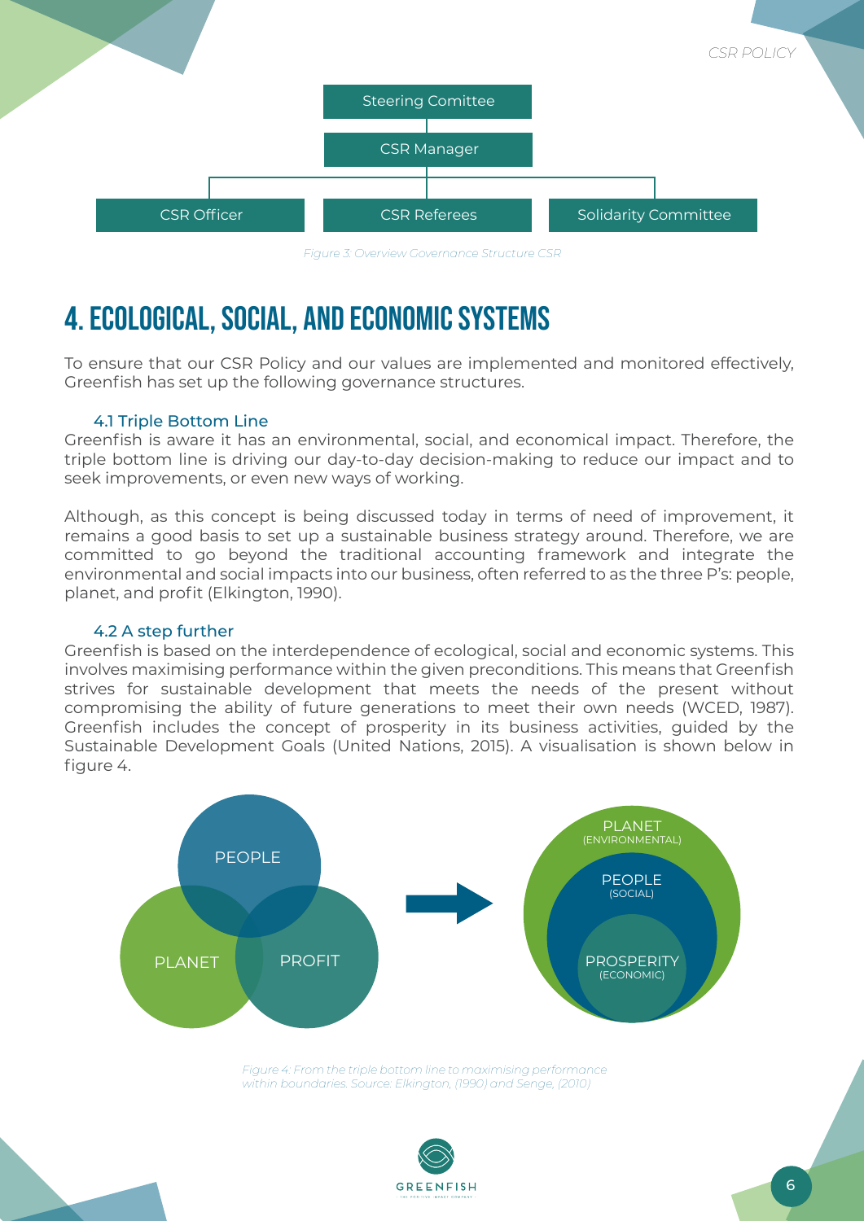Steering Comitee

CSR Manager

CSR Officer | CSR Referees | Solidarity Committee

*Figure 3: Overview Governance Structure CSR*

# 4. ECOLOGICAL, SOCIAL, AND ECONOMIC SYSTEMS

To ensure that our CSR Policy and our values are implemented and monitored effectively, Greenfish has set up the following governance structures.

### 4.1 Triple Bottom Line

Greenfish is aware it has an environmental, social, and economical impact. Therefore, the triple bottom line is driving our day-to-day decision-making to reduce our impact and to seek improvements, or even new ways of working.

Although, as this concept is being discussed today in terms of need of improvement, it remains a good basis to set up a sustainable business strategy around. Therefore, we are committed to go beyond the traditional accounting framework and integrate the environmental and social impacts into our business, often referred to as the three P's: people, planet, and profit (Elkington, 1990).

### 4.2 A step further

Greenfish is based on the interdependence of ecological, social and economic systems. This involves maximising performance within the given preconditions. This means that Greenfish strives for sustainable development that meets the needs of the present without compromising the ability of future generations to meet their own needs (WCED, 1987). Greenfish includes the concept of prosperity in its business activities, guided by the Sustainable Development Goals (United Nations, 2015). A visualisation is shown below in figure 4.

PEOPLE, PLANET, PROFIT → PLANET (ENVIRONMENTAL), PEOPLE (SOCIAL), PROSPERITY (ECONOMIC)

*Figure 4: From the triple bottom line to maximising performance within boundaries. Source: Elkington, (1990) and Senge, (2010)*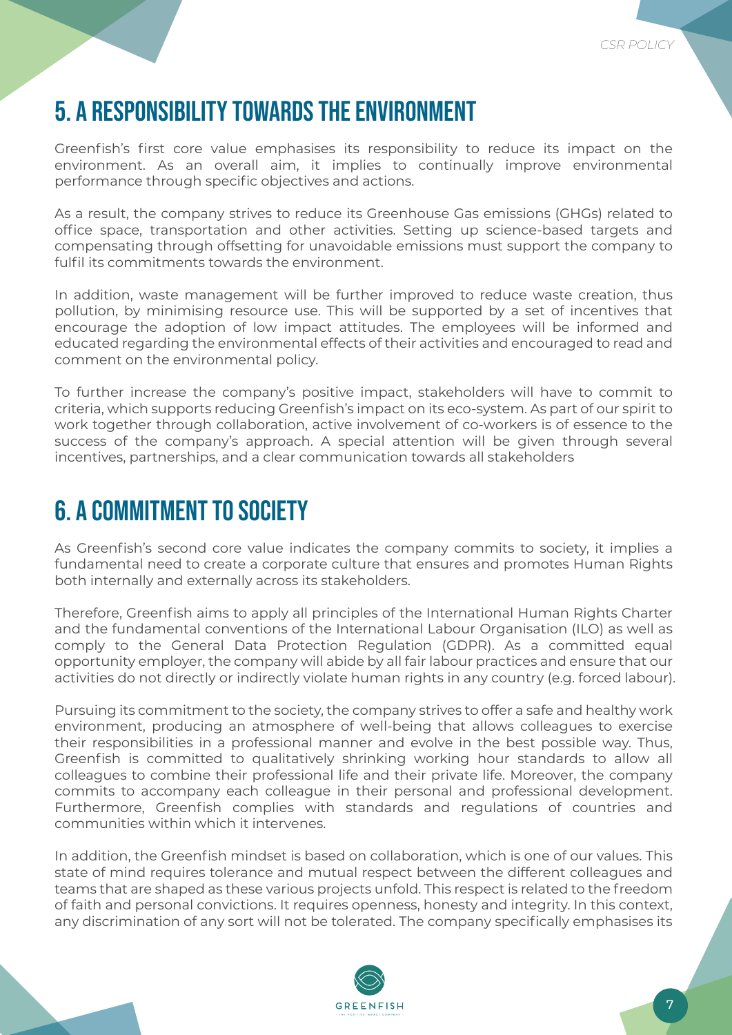## 5. A RESPONSIBILITY TOWARDS THE ENVIRONMENT

Greenfish's first core value emphasises its responsibility to reduce its impact on the environment. As an overall aim, it implies to continually improve environmental performance through specific objectives and actions.

As a result, the company strives to reduce its Greenhouse Gas emissions (GHGs) related to office space, transportation and other activities. Setting up science-based targets and compensating through offsetting for unavoidable emissions must support the company to fulfil its commitments towards the environment.

In addition, waste management will be further improved to reduce waste creation, thus pollution, by minimising resource use. This will be supported by a set of incentives that encourage the adoption of low impact attitudes. The employees will be informed and educated regarding the environmental effects of their activities and encouraged to read and comment on the environmental policy.

To further increase the company's positive impact, stakeholders will have to commit to criteria, which supports reducing Greenfish's impact on its eco-system. As part of our spirit to work together through collaboration, active involvement of co-workers is of essence to the success of the company's approach. A special attention will be given through several incentives, partnerships, and a clear communication towards all stakeholders

## 6. A COMMITMENT TO SOCIETY

As Greenfish's second core value indicates the company commits to society, it implies a fundamental need to create a corporate culture that ensures and promotes Human Rights both internally and externally across its stakeholders.

Therefore, Greenfish aims to apply all principles of the International Human Rights Charter and the fundamental conventions of the International Labour Organisation (ILO) as well as comply to the General Data Protection Regulation (GDPR). As a committed equal opportunity employer, the company will abide by all fair labour practices and ensure that our activities do not directly or indirectly violate human rights in any country (e.g. forced labour).

Pursuing its commitment to the society, the company strives to offer a safe and healthy work environment, producing an atmosphere of well-being that allows colleagues to exercise their responsibilities in a professional manner and evolve in the best possible way. Thus, Greenfish is committed to qualitatively shrinking working hour standards to allow all colleagues to combine their professional life and their private life. Moreover, the company commits to accompany each colleague in their personal and professional development. Furthermore, Greenfish complies with standards and regulations of countries and communities within which it intervenes.

In addition, the Greenfish mindset is based on collaboration, which is one of our values. This state of mind requires tolerance and mutual respect between the different colleagues and teams that are shaped as these various projects unfold. This respect is related to the freedom of faith and personal convictions. It requires openness, honesty and integrity. In this context, any discrimination of any sort will not be tolerated. The company specifically emphasises its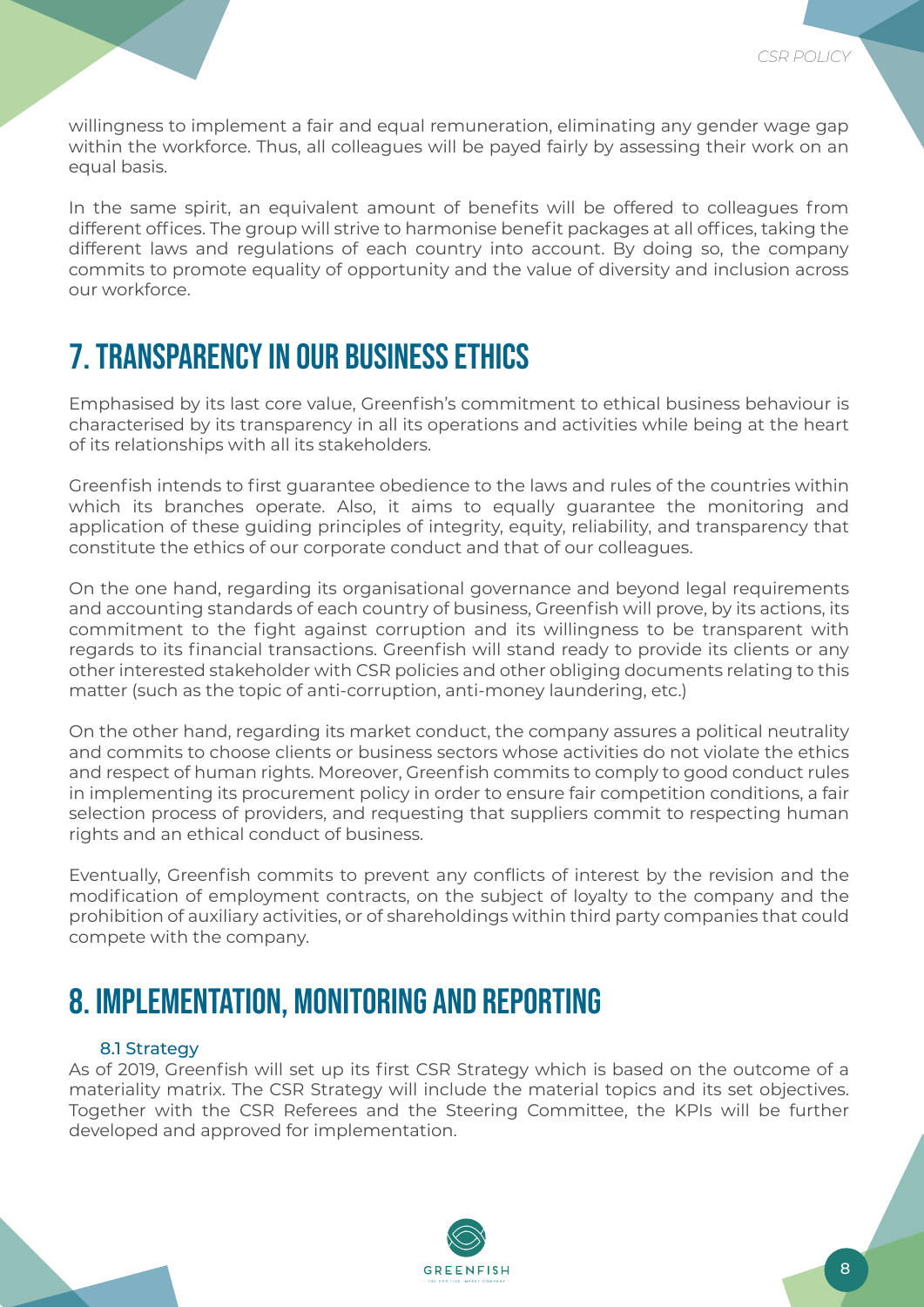willingness to implement a fair and equal remuneration, eliminating any gender wage gap within the workforce. Thus, all colleagues will be payed fairly by assessing their work on an equal basis.

In the same spirit, an equivalent amount of benefits will be offered to colleagues from different offices. The group will strive to harmonise benefit packages at all offices, taking the different laws and regulations of each country into account. By doing so, the company commits to promote equality of opportunity and the value of diversity and inclusion across our workforce.

# 7. TRANSPARENCY IN OUR BUSINESS ETHICS

Emphasised by its last core value, Greenfish's commitment to ethical business behaviour is characterised by its transparency in all its operations and activities while being at the heart of its relationships with all its stakeholders.

Greenfish intends to first guarantee obedience to the laws and rules of the countries within which its branches operate. Also, it aims to equally guarantee the monitoring and application of these guiding principles of integrity, equity, reliability, and transparency that constitute the ethics of our corporate conduct and that of our colleagues.

On the one hand, regarding its organisational governance and beyond legal requirements and accounting standards of each country of business, Greenfish will prove, by its actions, its commitment to the fight against corruption and its willingness to be transparent with regards to its financial transactions. Greenfish will stand ready to provide its clients or any other interested stakeholder with CSR policies and other obliging documents relating to this matter (such as the topic of anti-corruption, anti-money laundering, etc.)

On the other hand, regarding its market conduct, the company assures a political neutrality and commits to choose clients or business sectors whose activities do not violate the ethics and respect of human rights. Moreover, Greenfish commits to comply to good conduct rules in implementing its procurement policy in order to ensure fair competition conditions, a fair selection process of providers, and requesting that suppliers commit to respecting human rights and an ethical conduct of business.

Eventually, Greenfish commits to prevent any conflicts of interest by the revision and the modification of employment contracts, on the subject of loyalty to the company and the prohibition of auxiliary activities, or of shareholdings within third party companies that could compete with the company.

# 8. IMPLEMENTATION, MONITORING AND REPORTING

## 8.1 Strategy

As of 2019, Greenfish will set up its first CSR Strategy which is based on the outcome of a materiality matrix. The CSR Strategy will include the material topics and its set objectives. Together with the CSR Referees and the Steering Committee, the KPIs will be further developed and approved for implementation.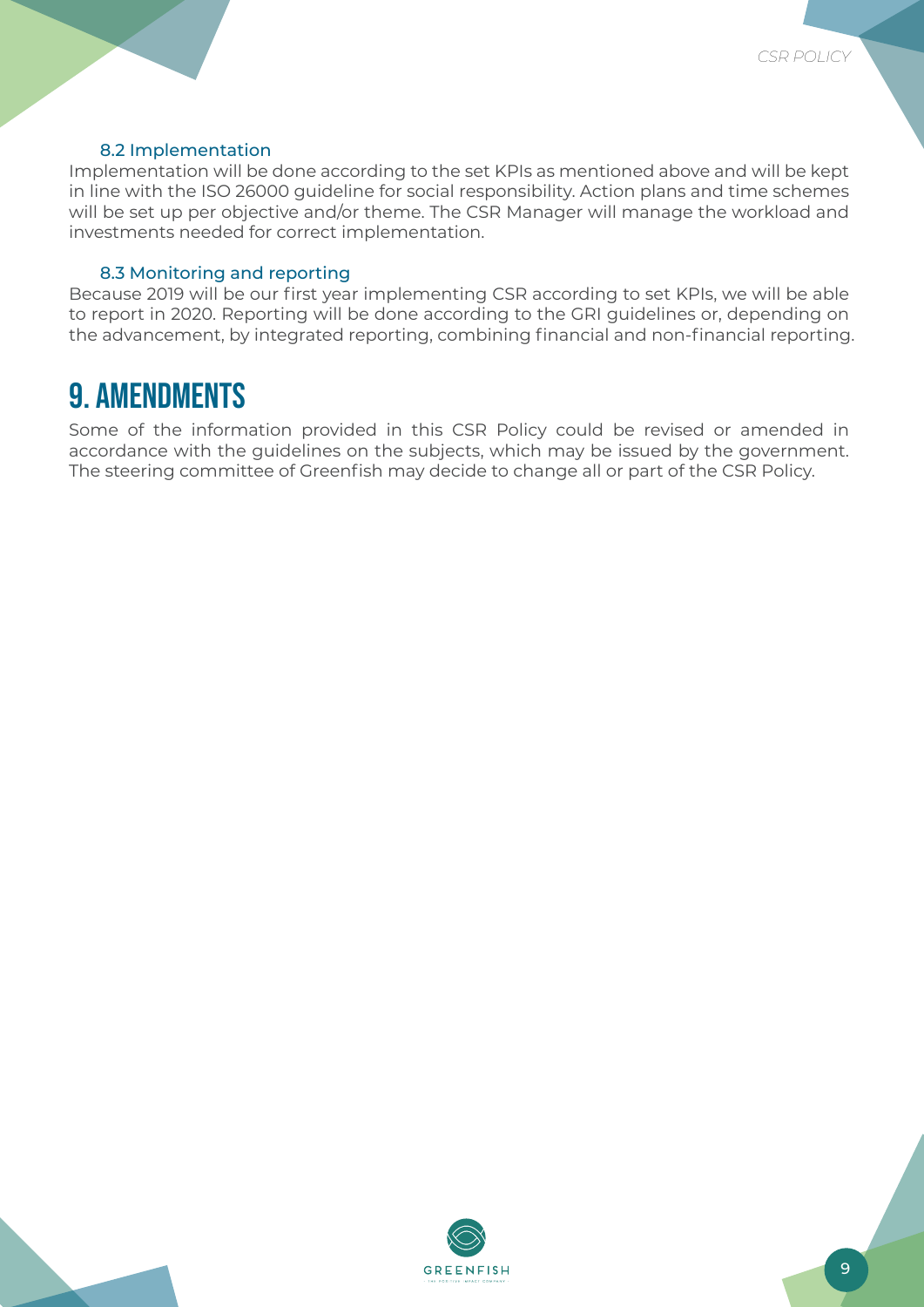### 8.2 Implementation

Implementation will be done according to the set KPIs as mentioned above and will be kept in line with the ISO 26000 guideline for social responsibility. Action plans and time schemes will be set up per objective and/or theme. The CSR Manager will manage the workload and investments needed for correct implementation.

### 8.3 Monitoring and reporting

Because 2019 will be our first year implementing CSR according to set KPIs, we will be able to report in 2020. Reporting will be done according to the GRI guidelines or, depending on the advancement, by integrated reporting, combining financial and non-financial reporting.

## 9. AMENDMENTS

Some of the information provided in this CSR Policy could be revised or amended in accordance with the guidelines on the subjects, which may be issued by the government. The steering committee of Greenfish may decide to change all or part of the CSR Policy.